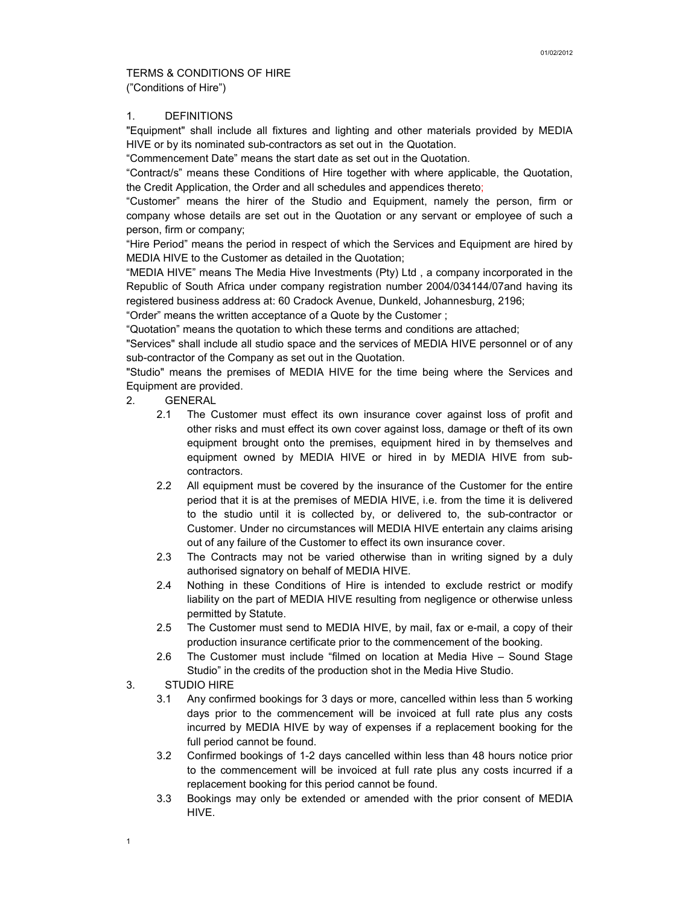01/02/2012

TERMS & CONDITIONS OF HIRE
("Conditions of Hire")

1. DEFINITIONS

"Equipment" shall include all fixtures and lighting and other materials provided by MEDIA HIVE or by its nominated sub-contractors as set out in the Quotation.

"Commencement Date" means the start date as set out in the Quotation.

"Contract/s" means these Conditions of Hire together with where applicable, the Quotation, the Credit Application, the Order and all schedules and appendices thereto;

"Customer" means the hirer of the Studio and Equipment, namely the person, firm or company whose details are set out in the Quotation or any servant or employee of such a person, firm or company;

"Hire Period" means the period in respect of which the Services and Equipment are hired by MEDIA HIVE to the Customer as detailed in the Quotation;

"MEDIA HIVE" means The Media Hive Investments (Pty) Ltd , a company incorporated in the Republic of South Africa under company registration number 2004/034144/07and having its registered business address at: 60 Cradock Avenue, Dunkeld, Johannesburg, 2196;

"Order" means the written acceptance of a Quote by the Customer ;

"Quotation" means the quotation to which these terms and conditions are attached;

"Services" shall include all studio space and the services of MEDIA HIVE personnel or of any sub-contractor of the Company as set out in the Quotation.

"Studio" means the premises of MEDIA HIVE for the time being where the Services and Equipment are provided.

2. GENERAL

2.1 The Customer must effect its own insurance cover against loss of profit and other risks and must effect its own cover against loss, damage or theft of its own equipment brought onto the premises, equipment hired in by themselves and equipment owned by MEDIA HIVE or hired in by MEDIA HIVE from sub-contractors.

2.2 All equipment must be covered by the insurance of the Customer for the entire period that it is at the premises of MEDIA HIVE, i.e. from the time it is delivered to the studio until it is collected by, or delivered to, the sub-contractor or Customer. Under no circumstances will MEDIA HIVE entertain any claims arising out of any failure of the Customer to effect its own insurance cover.

2.3 The Contracts may not be varied otherwise than in writing signed by a duly authorised signatory on behalf of MEDIA HIVE.

2.4 Nothing in these Conditions of Hire is intended to exclude restrict or modify liability on the part of MEDIA HIVE resulting from negligence or otherwise unless permitted by Statute.

2.5 The Customer must send to MEDIA HIVE, by mail, fax or e-mail, a copy of their production insurance certificate prior to the commencement of the booking.

2.6 The Customer must include "filmed on location at Media Hive – Sound Stage Studio" in the credits of the production shot in the Media Hive Studio.

3. STUDIO HIRE

3.1 Any confirmed bookings for 3 days or more, cancelled within less than 5 working days prior to the commencement will be invoiced at full rate plus any costs incurred by MEDIA HIVE by way of expenses if a replacement booking for the full period cannot be found.

3.2 Confirmed bookings of 1-2 days cancelled within less than 48 hours notice prior to the commencement will be invoiced at full rate plus any costs incurred if a replacement booking for this period cannot be found.

3.3 Bookings may only be extended or amended with the prior consent of MEDIA HIVE.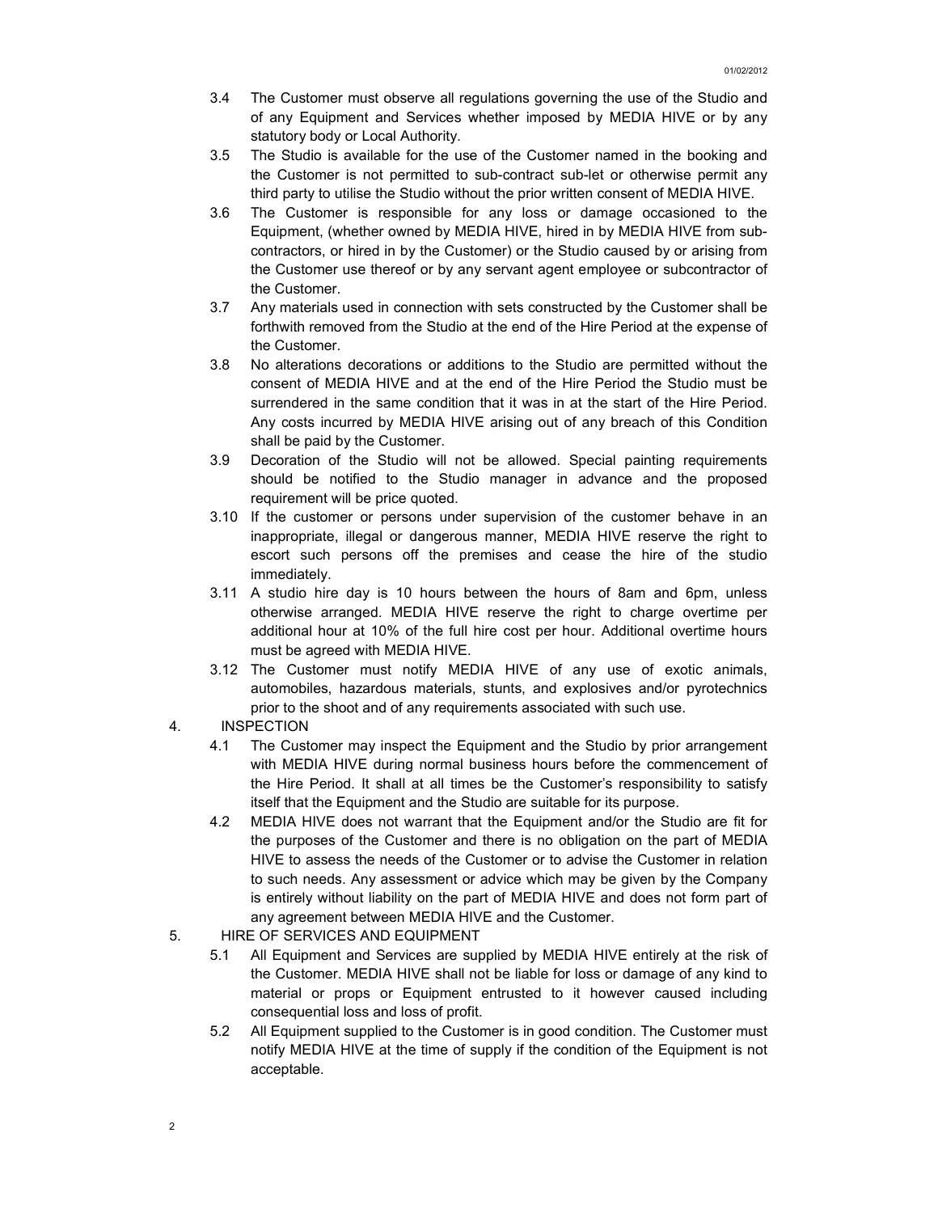3.4 The Customer must observe all regulations governing the use of the Studio and of any Equipment and Services whether imposed by MEDIA HIVE or by any statutory body or Local Authority.

3.5 The Studio is available for the use of the Customer named in the booking and the Customer is not permitted to sub-contract sub-let or otherwise permit any third party to utilise the Studio without the prior written consent of MEDIA HIVE.

3.6 The Customer is responsible for any loss or damage occasioned to the Equipment, (whether owned by MEDIA HIVE, hired in by MEDIA HIVE from sub-contractors, or hired in by the Customer) or the Studio caused by or arising from the Customer use thereof or by any servant agent employee or subcontractor of the Customer.

3.7 Any materials used in connection with sets constructed by the Customer shall be forthwith removed from the Studio at the end of the Hire Period at the expense of the Customer.

3.8 No alterations decorations or additions to the Studio are permitted without the consent of MEDIA HIVE and at the end of the Hire Period the Studio must be surrendered in the same condition that it was in at the start of the Hire Period. Any costs incurred by MEDIA HIVE arising out of any breach of this Condition shall be paid by the Customer.

3.9 Decoration of the Studio will not be allowed. Special painting requirements should be notified to the Studio manager in advance and the proposed requirement will be price quoted.

3.10 If the customer or persons under supervision of the customer behave in an inappropriate, illegal or dangerous manner, MEDIA HIVE reserve the right to escort such persons off the premises and cease the hire of the studio immediately.

3.11 A studio hire day is 10 hours between the hours of 8am and 6pm, unless otherwise arranged. MEDIA HIVE reserve the right to charge overtime per additional hour at 10% of the full hire cost per hour. Additional overtime hours must be agreed with MEDIA HIVE.

3.12 The Customer must notify MEDIA HIVE of any use of exotic animals, automobiles, hazardous materials, stunts, and explosives and/or pyrotechnics prior to the shoot and of any requirements associated with such use.

4. INSPECTION

4.1 The Customer may inspect the Equipment and the Studio by prior arrangement with MEDIA HIVE during normal business hours before the commencement of the Hire Period. It shall at all times be the Customer's responsibility to satisfy itself that the Equipment and the Studio are suitable for its purpose.

4.2 MEDIA HIVE does not warrant that the Equipment and/or the Studio are fit for the purposes of the Customer and there is no obligation on the part of MEDIA HIVE to assess the needs of the Customer or to advise the Customer in relation to such needs. Any assessment or advice which may be given by the Company is entirely without liability on the part of MEDIA HIVE and does not form part of any agreement between MEDIA HIVE and the Customer.

5. HIRE OF SERVICES AND EQUIPMENT

5.1 All Equipment and Services are supplied by MEDIA HIVE entirely at the risk of the Customer. MEDIA HIVE shall not be liable for loss or damage of any kind to material or props or Equipment entrusted to it however caused including consequential loss and loss of profit.

5.2 All Equipment supplied to the Customer is in good condition. The Customer must notify MEDIA HIVE at the time of supply if the condition of the Equipment is not acceptable.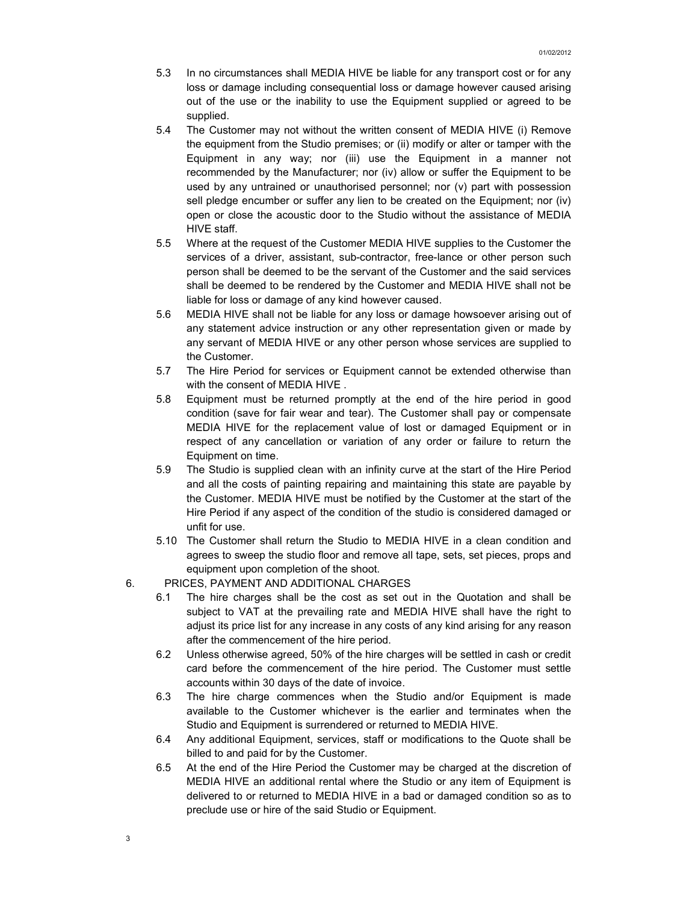5.3 In no circumstances shall MEDIA HIVE be liable for any transport cost or for any loss or damage including consequential loss or damage however caused arising out of the use or the inability to use the Equipment supplied or agreed to be supplied.

5.4 The Customer may not without the written consent of MEDIA HIVE (i) Remove the equipment from the Studio premises; or (ii) modify or alter or tamper with the Equipment in any way; nor (iii) use the Equipment in a manner not recommended by the Manufacturer; nor (iv) allow or suffer the Equipment to be used by any untrained or unauthorised personnel; nor (v) part with possession sell pledge encumber or suffer any lien to be created on the Equipment; nor (iv) open or close the acoustic door to the Studio without the assistance of MEDIA HIVE staff.

5.5 Where at the request of the Customer MEDIA HIVE supplies to the Customer the services of a driver, assistant, sub-contractor, free-lance or other person such person shall be deemed to be the servant of the Customer and the said services shall be deemed to be rendered by the Customer and MEDIA HIVE shall not be liable for loss or damage of any kind however caused.

5.6 MEDIA HIVE shall not be liable for any loss or damage howsoever arising out of any statement advice instruction or any other representation given or made by any servant of MEDIA HIVE or any other person whose services are supplied to the Customer.

5.7 The Hire Period for services or Equipment cannot be extended otherwise than with the consent of MEDIA HIVE .

5.8 Equipment must be returned promptly at the end of the hire period in good condition (save for fair wear and tear). The Customer shall pay or compensate MEDIA HIVE for the replacement value of lost or damaged Equipment or in respect of any cancellation or variation of any order or failure to return the Equipment on time.

5.9 The Studio is supplied clean with an infinity curve at the start of the Hire Period and all the costs of painting repairing and maintaining this state are payable by the Customer. MEDIA HIVE must be notified by the Customer at the start of the Hire Period if any aspect of the condition of the studio is considered damaged or unfit for use.

5.10 The Customer shall return the Studio to MEDIA HIVE in a clean condition and agrees to sweep the studio floor and remove all tape, sets, set pieces, props and equipment upon completion of the shoot.

6. PRICES, PAYMENT AND ADDITIONAL CHARGES

6.1 The hire charges shall be the cost as set out in the Quotation and shall be subject to VAT at the prevailing rate and MEDIA HIVE shall have the right to adjust its price list for any increase in any costs of any kind arising for any reason after the commencement of the hire period.

6.2 Unless otherwise agreed, 50% of the hire charges will be settled in cash or credit card before the commencement of the hire period. The Customer must settle accounts within 30 days of the date of invoice.

6.3 The hire charge commences when the Studio and/or Equipment is made available to the Customer whichever is the earlier and terminates when the Studio and Equipment is surrendered or returned to MEDIA HIVE.

6.4 Any additional Equipment, services, staff or modifications to the Quote shall be billed to and paid for by the Customer.

6.5 At the end of the Hire Period the Customer may be charged at the discretion of MEDIA HIVE an additional rental where the Studio or any item of Equipment is delivered to or returned to MEDIA HIVE in a bad or damaged condition so as to preclude use or hire of the said Studio or Equipment.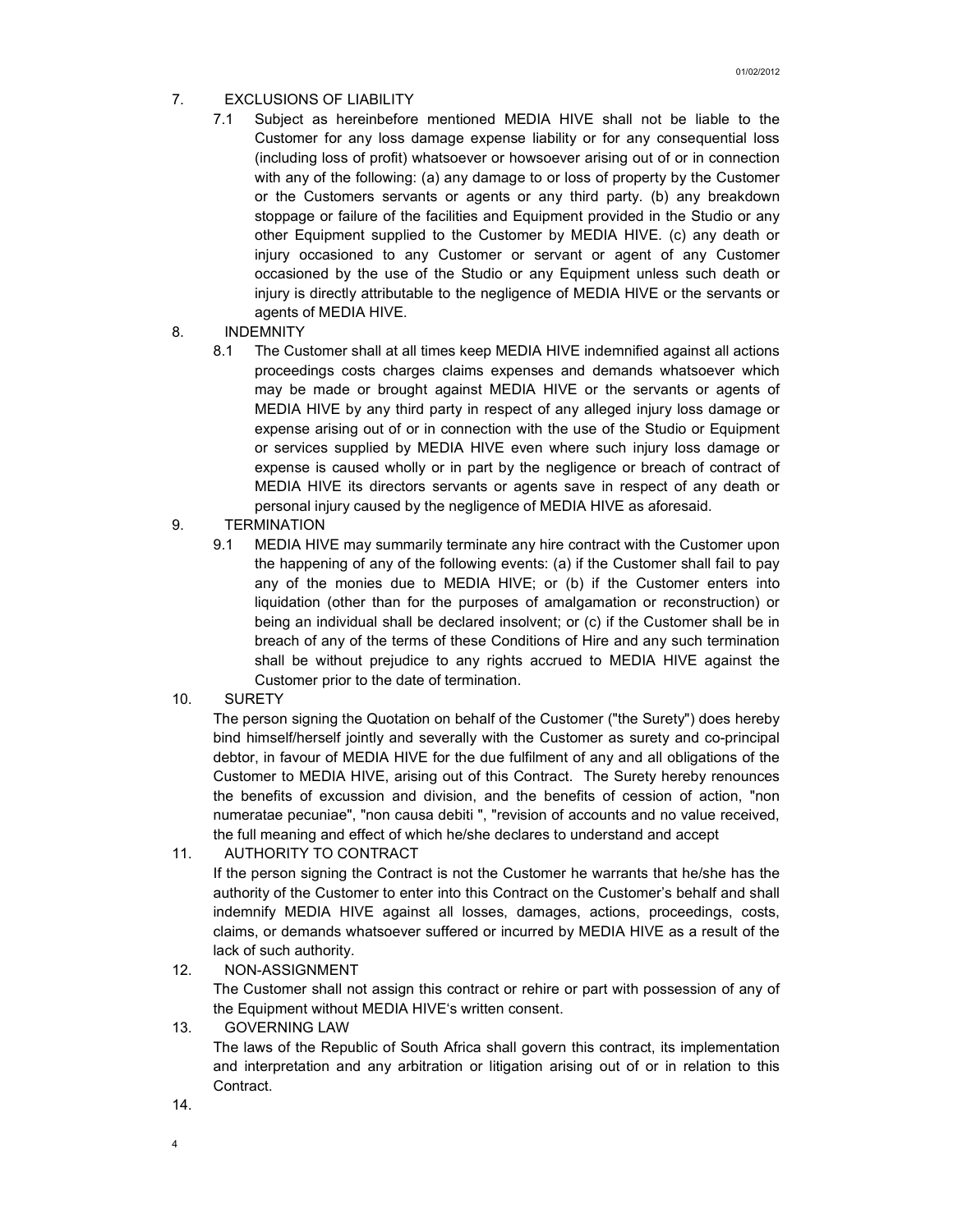7. EXCLUSIONS OF LIABILITY

7.1 Subject as hereinbefore mentioned MEDIA HIVE shall not be liable to the Customer for any loss damage expense liability or for any consequential loss (including loss of profit) whatsoever or howsoever arising out of or in connection with any of the following: (a) any damage to or loss of property by the Customer or the Customers servants or agents or any third party. (b) any breakdown stoppage or failure of the facilities and Equipment provided in the Studio or any other Equipment supplied to the Customer by MEDIA HIVE. (c) any death or injury occasioned to any Customer or servant or agent of any Customer occasioned by the use of the Studio or any Equipment unless such death or injury is directly attributable to the negligence of MEDIA HIVE or the servants or agents of MEDIA HIVE.

8. INDEMNITY

8.1 The Customer shall at all times keep MEDIA HIVE indemnified against all actions proceedings costs charges claims expenses and demands whatsoever which may be made or brought against MEDIA HIVE or the servants or agents of MEDIA HIVE by any third party in respect of any alleged injury loss damage or expense arising out of or in connection with the use of the Studio or Equipment or services supplied by MEDIA HIVE even where such injury loss damage or expense is caused wholly or in part by the negligence or breach of contract of MEDIA HIVE its directors servants or agents save in respect of any death or personal injury caused by the negligence of MEDIA HIVE as aforesaid.

9. TERMINATION

9.1 MEDIA HIVE may summarily terminate any hire contract with the Customer upon the happening of any of the following events: (a) if the Customer shall fail to pay any of the monies due to MEDIA HIVE; or (b) if the Customer enters into liquidation (other than for the purposes of amalgamation or reconstruction) or being an individual shall be declared insolvent; or (c) if the Customer shall be in breach of any of the terms of these Conditions of Hire and any such termination shall be without prejudice to any rights accrued to MEDIA HIVE against the Customer prior to the date of termination.

10. SURETY

The person signing the Quotation on behalf of the Customer ("the Surety") does hereby bind himself/herself jointly and severally with the Customer as surety and co-principal debtor, in favour of MEDIA HIVE for the due fulfilment of any and all obligations of the Customer to MEDIA HIVE, arising out of this Contract. The Surety hereby renounces the benefits of excussion and division, and the benefits of cession of action, "non numeratae pecuniae", "non causa debiti ", "revision of accounts and no value received, the full meaning and effect of which he/she declares to understand and accept

11. AUTHORITY TO CONTRACT

If the person signing the Contract is not the Customer he warrants that he/she has the authority of the Customer to enter into this Contract on the Customer's behalf and shall indemnify MEDIA HIVE against all losses, damages, actions, proceedings, costs, claims, or demands whatsoever suffered or incurred by MEDIA HIVE as a result of the lack of such authority.

12. NON-ASSIGNMENT

The Customer shall not assign this contract or rehire or part with possession of any of the Equipment without MEDIA HIVE's written consent.

13. GOVERNING LAW

The laws of the Republic of South Africa shall govern this contract, its implementation and interpretation and any arbitration or litigation arising out of or in relation to this Contract.

14.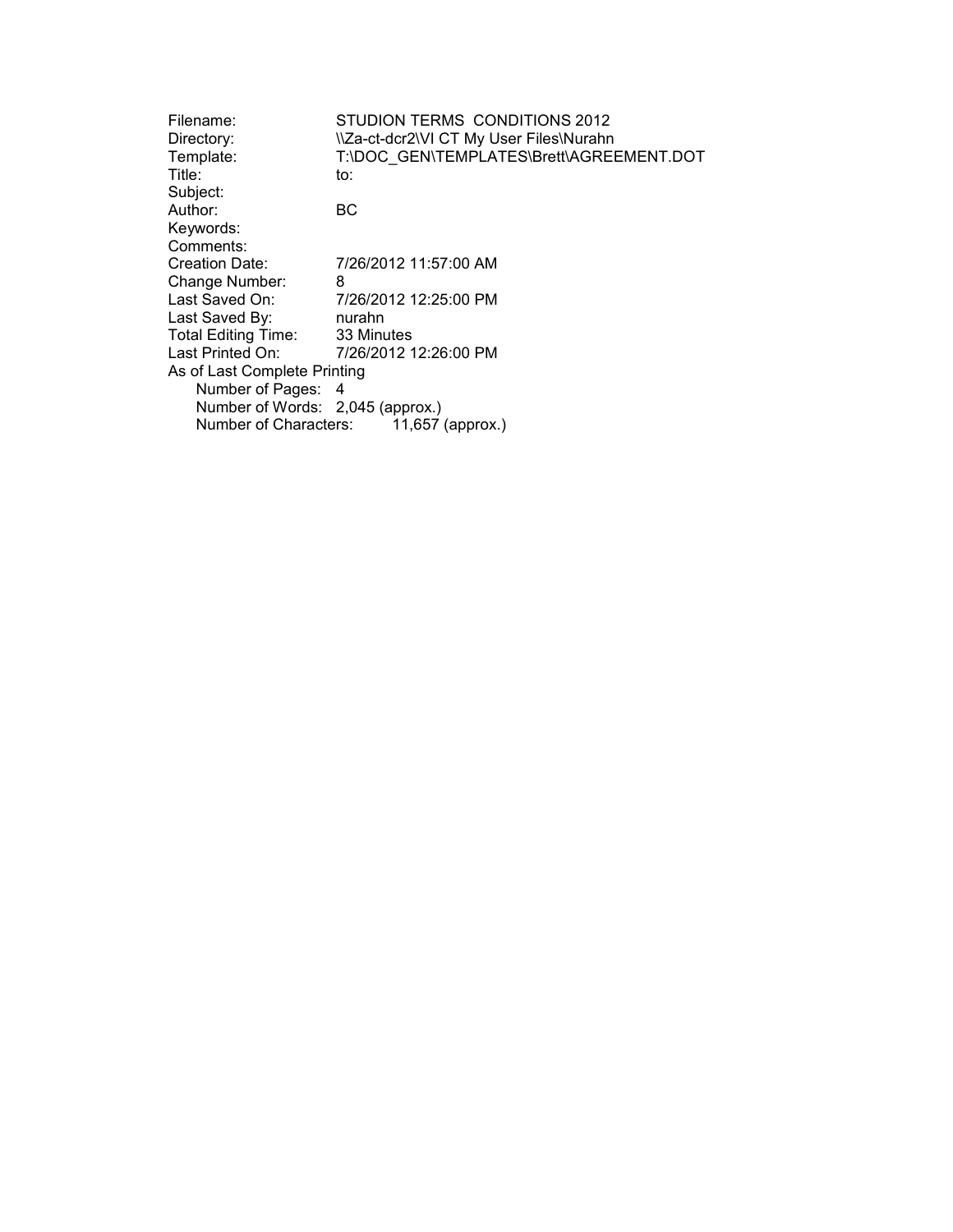Filename: STUDION TERMS CONDITIONS 2012
Directory: \\Za-ct-dcr2\VI CT My User Files\Nurahn
Template: T:\DOC_GEN\TEMPLATES\Brett\AGREEMENT.DOT
Title: to:
Subject:
Author: BC
Keywords:
Comments:
Creation Date: 7/26/2012 11:57:00 AM
Change Number: 8
Last Saved On: 7/26/2012 12:25:00 PM
Last Saved By: nurahn
Total Editing Time: 33 Minutes
Last Printed On: 7/26/2012 12:26:00 PM
As of Last Complete Printing
Number of Pages: 4
Number of Words: 2,045 (approx.)
Number of Characters: 11,657 (approx.)